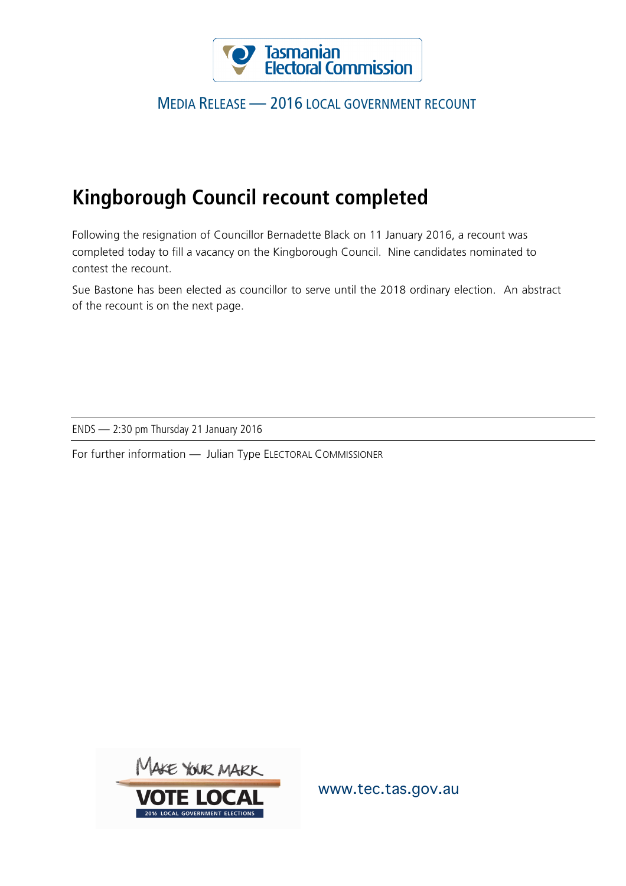Tasmanian Electoral Commission

MEDIA RELEASE — 2016 LOCAL GOVERNMENT RECOUNT

# Kingborough Council recount completed

Following the resignation of Councillor Bernadette Black on 11 January 2016, a recount was completed today to fill a vacancy on the Kingborough Council. Nine candidates nominated to contest the recount.

Sue Bastone has been elected as councillor to serve until the 2018 ordinary election. An abstract of the recount is on the next page.

---

ENDS — 2:30 pm Thursday 21 January 2016

---

For further information — Julian Type ELECTORAL COMMISSIONER

MAKE YOUR MARK VOTE LOCAL 2016 LOCAL GOVERNMENT ELECTIONS

www.tec.tas.gov.au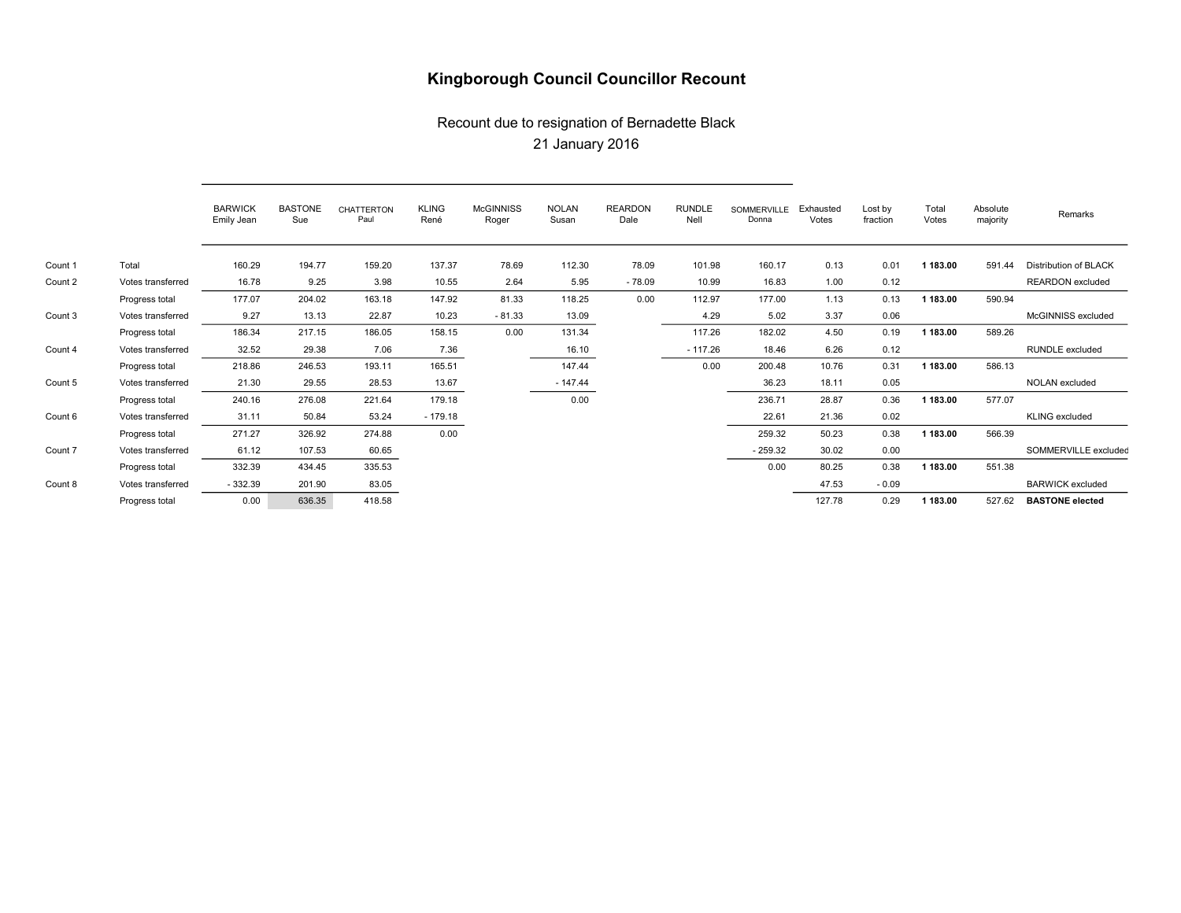# Kingborough Council Councillor Recount

Recount due to resignation of Bernadette Black

21 January 2016

| | | BARWICK Emily Jean | BASTONE Sue | CHATTERTON Paul | KLING René | McGINNISS Roger | NOLAN Susan | REARDON Dale | RUNDLE Nell | SOMMERVILLE Donna | Exhausted Votes | Lost by fraction | Total Votes | Absolute majority | Remarks |
|---|---|---|---|---|---|---|---|---|---|---|---|---|---|---|---|
| Count 1 | Total | 160.29 | 194.77 | 159.20 | 137.37 | 78.69 | 112.30 | 78.09 | 101.98 | 160.17 | 0.13 | 0.01 | **1 183.00** | 591.44 | Distribution of BLACK |
| Count 2 | Votes transferred | 16.78 | 9.25 | 3.98 | 10.55 | 2.64 | 5.95 | - 78.09 | 10.99 | 16.83 | 1.00 | 0.12 | | | REARDON excluded |
| | Progress total | 177.07 | 204.02 | 163.18 | 147.92 | 81.33 | 118.25 | 0.00 | 112.97 | 177.00 | 1.13 | 0.13 | **1 183.00** | 590.94 | |
| Count 3 | Votes transferred | 9.27 | 13.13 | 22.87 | 10.23 | - 81.33 | 13.09 | | 4.29 | 5.02 | 3.37 | 0.06 | | | McGINNISS excluded |
| | Progress total | 186.34 | 217.15 | 186.05 | 158.15 | 0.00 | 131.34 | | 117.26 | 182.02 | 4.50 | 0.19 | **1 183.00** | 589.26 | |
| Count 4 | Votes transferred | 32.52 | 29.38 | 7.06 | 7.36 | | 16.10 | | - 117.26 | 18.46 | 6.26 | 0.12 | | | RUNDLE excluded |
| | Progress total | 218.86 | 246.53 | 193.11 | 165.51 | | 147.44 | | 0.00 | 200.48 | 10.76 | 0.31 | **1 183.00** | 586.13 | |
| Count 5 | Votes transferred | 21.30 | 29.55 | 28.53 | 13.67 | | - 147.44 | | | 36.23 | 18.11 | 0.05 | | | NOLAN excluded |
| | Progress total | 240.16 | 276.08 | 221.64 | 179.18 | | 0.00 | | | 236.71 | 28.87 | 0.36 | **1 183.00** | 577.07 | |
| Count 6 | Votes transferred | 31.11 | 50.84 | 53.24 | - 179.18 | | | | | 22.61 | 21.36 | 0.02 | | | KLING excluded |
| | Progress total | 271.27 | 326.92 | 274.88 | 0.00 | | | | | 259.32 | 50.23 | 0.38 | **1 183.00** | 566.39 | |
| Count 7 | Votes transferred | 61.12 | 107.53 | 60.65 | | | | | | - 259.32 | 30.02 | 0.00 | | | SOMMERVILLE excluded |
| | Progress total | 332.39 | 434.45 | 335.53 | | | | | | 0.00 | 80.25 | 0.38 | **1 183.00** | 551.38 | |
| Count 8 | Votes transferred | - 332.39 | 201.90 | 83.05 | | | | | | | 47.53 | - 0.09 | | | BARWICK excluded |
| | Progress total | 0.00 | 636.35 | 418.58 | | | | | | | 127.78 | 0.29 | **1 183.00** | 527.62 | **BASTONE elected** |